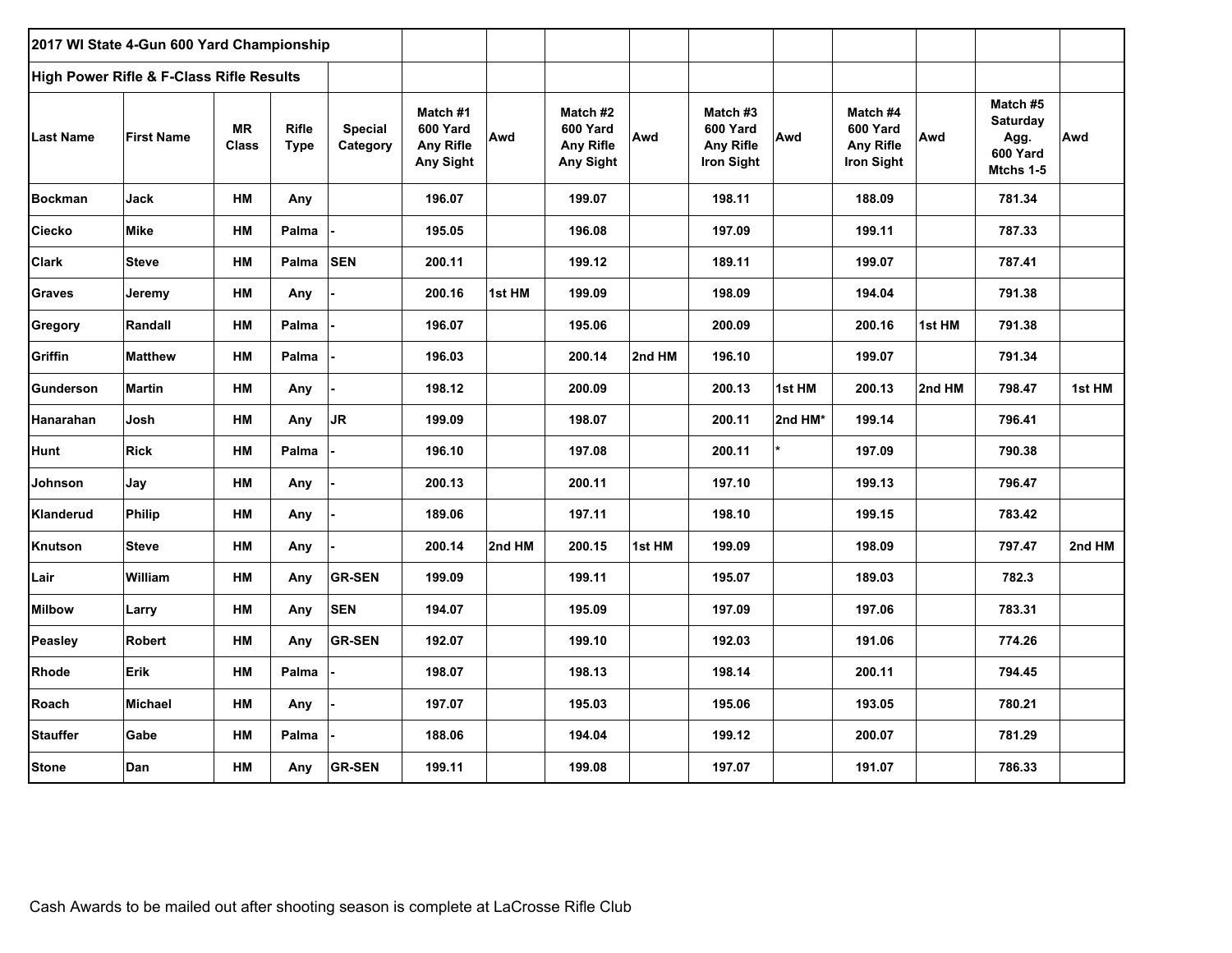## 2017 WI State 4-Gun 600 Yard Championship

### High Power Rifle & F-Class Rifle Results

| Last Name | First Name | MR Class | Rifle Type | Special Category | Match #1 600 Yard Any Rifle Any Sight | Awd | Match #2 600 Yard Any Rifle Any Sight | Awd | Match #3 600 Yard Any Rifle Iron Sight | Awd | Match #4 600 Yard Any Rifle Iron Sight | Awd | Match #5 Saturday Agg. 600 Yard Mtchs 1-5 | Awd |
|---|---|---|---|---|---|---|---|---|---|---|---|---|---|---|
| Bockman | Jack | HM | Any | | 196.07 | | 199.07 | | 198.11 | | 188.09 | | 781.34 | |
| Ciecko | Mike | HM | Palma | - | 195.05 | | 196.08 | | 197.09 | | 199.11 | | 787.33 | |
| Clark | Steve | HM | Palma | SEN | 200.11 | | 199.12 | | 189.11 | | 199.07 | | 787.41 | |
| Graves | Jeremy | HM | Any | - | 200.16 | 1st HM | 199.09 | | 198.09 | | 194.04 | | 791.38 | |
| Gregory | Randall | HM | Palma | - | 196.07 | | 195.06 | | 200.09 | | 200.16 | 1st HM | 791.38 | |
| Griffin | Matthew | HM | Palma | - | 196.03 | | 200.14 | 2nd HM | 196.10 | | 199.07 | | 791.34 | |
| Gunderson | Martin | HM | Any | - | 198.12 | | 200.09 | | 200.13 | 1st HM | 200.13 | 2nd HM | 798.47 | 1st HM |
| Hanarahan | Josh | HM | Any | JR | 199.09 | | 198.07 | | 200.11 | 2nd HM* | 199.14 | | 796.41 | |
| Hunt | Rick | HM | Palma | - | 196.10 | | 197.08 | | 200.11 | * | 197.09 | | 790.38 | |
| Johnson | Jay | HM | Any | - | 200.13 | | 200.11 | | 197.10 | | 199.13 | | 796.47 | |
| Klanderud | Philip | HM | Any | - | 189.06 | | 197.11 | | 198.10 | | 199.15 | | 783.42 | |
| Knutson | Steve | HM | Any | - | 200.14 | 2nd HM | 200.15 | 1st HM | 199.09 | | 198.09 | | 797.47 | 2nd HM |
| Lair | William | HM | Any | GR-SEN | 199.09 | | 199.11 | | 195.07 | | 189.03 | | 782.3 | |
| Milbow | Larry | HM | Any | SEN | 194.07 | | 195.09 | | 197.09 | | 197.06 | | 783.31 | |
| Peasley | Robert | HM | Any | GR-SEN | 192.07 | | 199.10 | | 192.03 | | 191.06 | | 774.26 | |
| Rhode | Erik | HM | Palma | - | 198.07 | | 198.13 | | 198.14 | | 200.11 | | 794.45 | |
| Roach | Michael | HM | Any | - | 197.07 | | 195.03 | | 195.06 | | 193.05 | | 780.21 | |
| Stauffer | Gabe | HM | Palma | - | 188.06 | | 194.04 | | 199.12 | | 200.07 | | 781.29 | |
| Stone | Dan | HM | Any | GR-SEN | 199.11 | | 199.08 | | 197.07 | | 191.07 | | 786.33 | |

Cash Awards to be mailed out after shooting season is complete at LaCrosse Rifle Club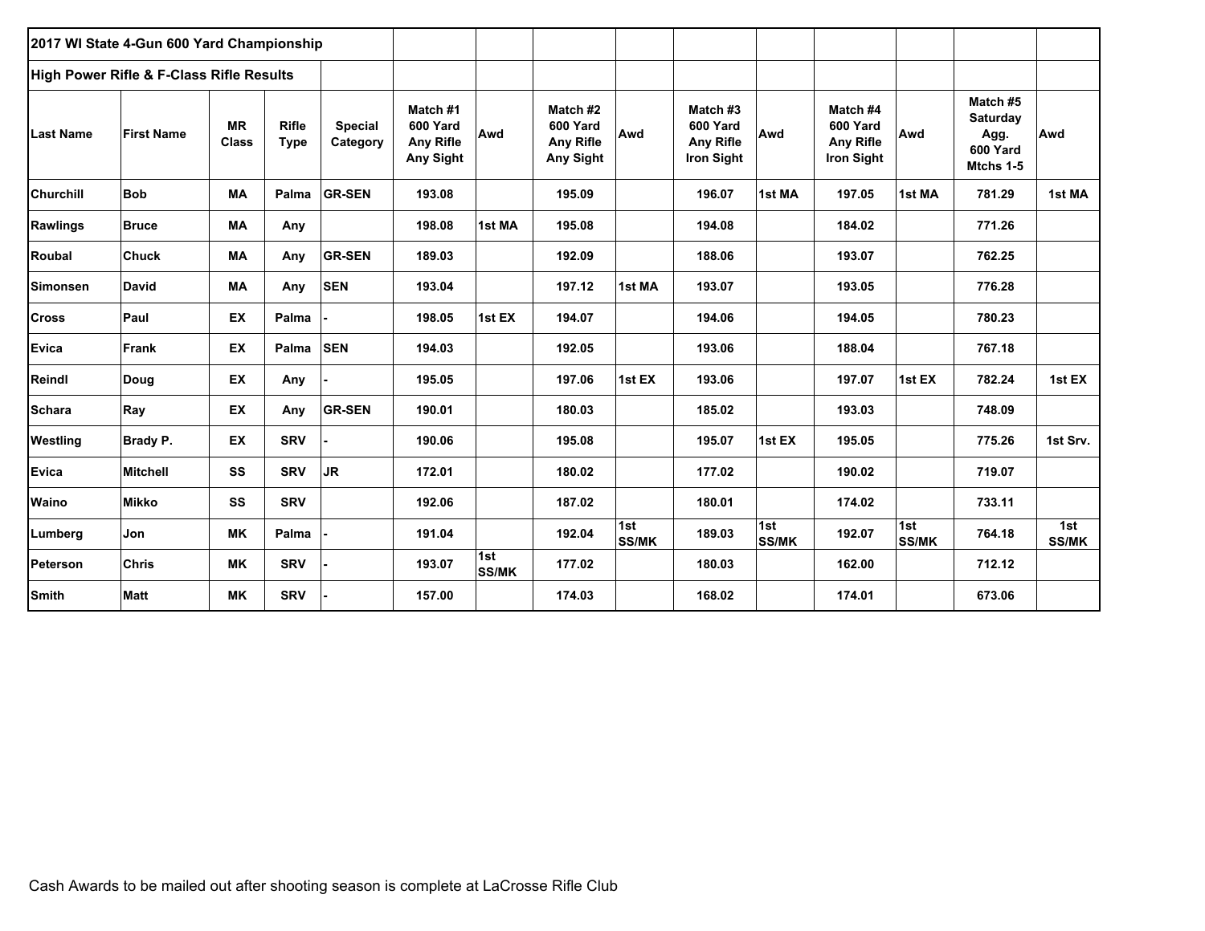**2017 WI State 4-Gun 600 Yard Championship**

**High Power Rifle & F-Class Rifle Results**

| Last Name | First Name | MR Class | Rifle Type | Special Category | Match #1 600 Yard Any Rifle Any Sight | Awd | Match #2 600 Yard Any Rifle Any Sight | Awd | Match #3 600 Yard Any Rifle Iron Sight | Awd | Match #4 600 Yard Any Rifle Iron Sight | Awd | Match #5 Saturday Agg. 600 Yard Mtchs 1-5 | Awd |
|---|---|---|---|---|---|---|---|---|---|---|---|---|---|---|
| Churchill | Bob | MA | Palma | GR-SEN | 193.08 | | 195.09 | | 196.07 | 1st MA | 197.05 | 1st MA | 781.29 | 1st MA |
| Rawlings | Bruce | MA | Any | | 198.08 | 1st MA | 195.08 | | 194.08 | | 184.02 | | 771.26 | |
| Roubal | Chuck | MA | Any | GR-SEN | 189.03 | | 192.09 | | 188.06 | | 193.07 | | 762.25 | |
| Simonsen | David | MA | Any | SEN | 193.04 | | 197.12 | 1st MA | 193.07 | | 193.05 | | 776.28 | |
| Cross | Paul | EX | Palma | - | 198.05 | 1st EX | 194.07 | | 194.06 | | 194.05 | | 780.23 | |
| Evica | Frank | EX | Palma | SEN | 194.03 | | 192.05 | | 193.06 | | 188.04 | | 767.18 | |
| Reindl | Doug | EX | Any | - | 195.05 | | 197.06 | 1st EX | 193.06 | | 197.07 | 1st EX | 782.24 | 1st EX |
| Schara | Ray | EX | Any | GR-SEN | 190.01 | | 180.03 | | 185.02 | | 193.03 | | 748.09 | |
| Westling | Brady P. | EX | SRV | - | 190.06 | | 195.08 | | 195.07 | 1st EX | 195.05 | | 775.26 | 1st Srv. |
| Evica | Mitchell | SS | SRV | JR | 172.01 | | 180.02 | | 177.02 | | 190.02 | | 719.07 | |
| Waino | Mikko | SS | SRV | | 192.06 | | 187.02 | | 180.01 | | 174.02 | | 733.11 | |
| Lumberg | Jon | MK | Palma | - | 191.04 | | 192.04 | 1st SS/MK | 189.03 | 1st SS/MK | 192.07 | 1st SS/MK | 764.18 | 1st SS/MK |
| Peterson | Chris | MK | SRV | - | 193.07 | 1st SS/MK | 177.02 | | 180.03 | | 162.00 | | 712.12 | |
| Smith | Matt | MK | SRV | - | 157.00 | | 174.03 | | 168.02 | | 174.01 | | 673.06 | |

Cash Awards to be mailed out after shooting season is complete at LaCrosse Rifle Club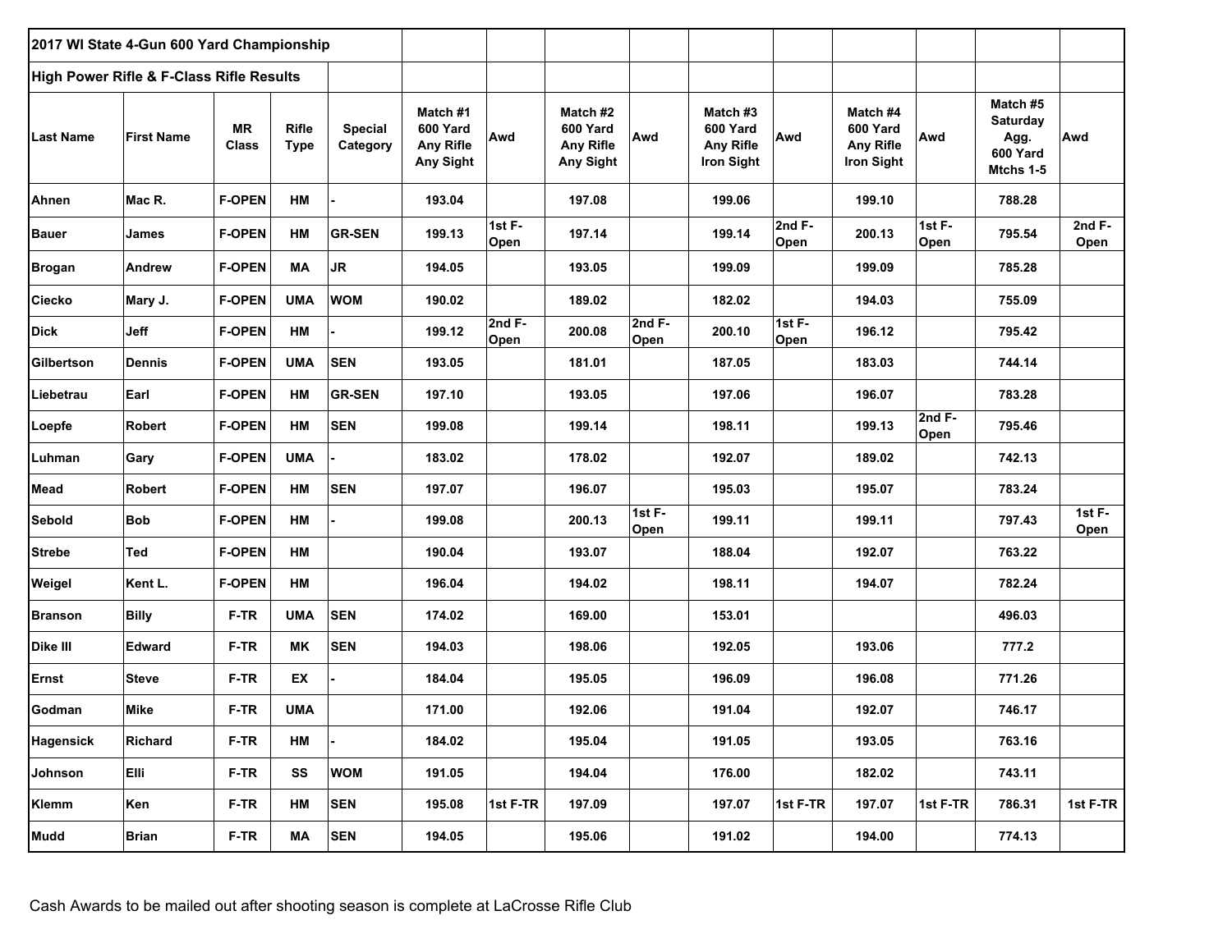| 2017 WI State 4-Gun 600 Yard Championship | | | | | | | | | | | | | | |
|---|---|---|---|---|---|---|---|---|---|---|---|---|---|---|
| **High Power Rifle & F-Class Rifle Results** | | | | | | | | | | | | | | |
| **Last Name** | **First Name** | **MR Class** | **Rifle Type** | **Special Category** | **Match #1 600 Yard Any Rifle Any Sight** | **Awd** | **Match #2 600 Yard Any Rifle Any Sight** | **Awd** | **Match #3 600 Yard Any Rifle Iron Sight** | **Awd** | **Match #4 600 Yard Any Rifle Iron Sight** | **Awd** | **Match #5 Saturday Agg. 600 Yard Mtchs 1-5** | **Awd** |
| Ahnen | Mac R. | F-OPEN | HM | - | 193.04 | | 197.08 | | 199.06 | | 199.10 | | 788.28 | |
| Bauer | James | F-OPEN | HM | GR-SEN | 199.13 | 1st F-Open | 197.14 | | 199.14 | 2nd F-Open | 200.13 | 1st F-Open | 795.54 | 2nd F-Open |
| Brogan | Andrew | F-OPEN | MA | JR | 194.05 | | 193.05 | | 199.09 | | 199.09 | | 785.28 | |
| Ciecko | Mary J. | F-OPEN | UMA | WOM | 190.02 | | 189.02 | | 182.02 | | 194.03 | | 755.09 | |
| Dick | Jeff | F-OPEN | HM | - | 199.12 | 2nd F-Open | 200.08 | 2nd F-Open | 200.10 | 1st F-Open | 196.12 | | 795.42 | |
| Gilbertson | Dennis | F-OPEN | UMA | SEN | 193.05 | | 181.01 | | 187.05 | | 183.03 | | 744.14 | |
| Liebetrau | Earl | F-OPEN | HM | GR-SEN | 197.10 | | 193.05 | | 197.06 | | 196.07 | | 783.28 | |
| Loepfe | Robert | F-OPEN | HM | SEN | 199.08 | | 199.14 | | 198.11 | | 199.13 | 2nd F-Open | 795.46 | |
| Luhman | Gary | F-OPEN | UMA | - | 183.02 | | 178.02 | | 192.07 | | 189.02 | | 742.13 | |
| Mead | Robert | F-OPEN | HM | SEN | 197.07 | | 196.07 | | 195.03 | | 195.07 | | 783.24 | |
| Sebold | Bob | F-OPEN | HM | - | 199.08 | | 200.13 | 1st F-Open | 199.11 | | 199.11 | | 797.43 | 1st F-Open |
| Strebe | Ted | F-OPEN | HM | | 190.04 | | 193.07 | | 188.04 | | 192.07 | | 763.22 | |
| Weigel | Kent L. | F-OPEN | HM | | 196.04 | | 194.02 | | 198.11 | | 194.07 | | 782.24 | |
| Branson | Billy | F-TR | UMA | SEN | 174.02 | | 169.00 | | 153.01 | | | | 496.03 | |
| Dike III | Edward | F-TR | MK | SEN | 194.03 | | 198.06 | | 192.05 | | 193.06 | | 777.2 | |
| Ernst | Steve | F-TR | EX | - | 184.04 | | 195.05 | | 196.09 | | 196.08 | | 771.26 | |
| Godman | Mike | F-TR | UMA | | 171.00 | | 192.06 | | 191.04 | | 192.07 | | 746.17 | |
| Hagensick | Richard | F-TR | HM | - | 184.02 | | 195.04 | | 191.05 | | 193.05 | | 763.16 | |
| Johnson | Elli | F-TR | SS | WOM | 191.05 | | 194.04 | | 176.00 | | 182.02 | | 743.11 | |
| Klemm | Ken | F-TR | HM | SEN | 195.08 | 1st F-TR | 197.09 | | 197.07 | 1st F-TR | 197.07 | 1st F-TR | 786.31 | 1st F-TR |
| Mudd | Brian | F-TR | MA | SEN | 194.05 | | 195.06 | | 191.02 | | 194.00 | | 774.13 | |

Cash Awards to be mailed out after shooting season is complete at LaCrosse Rifle Club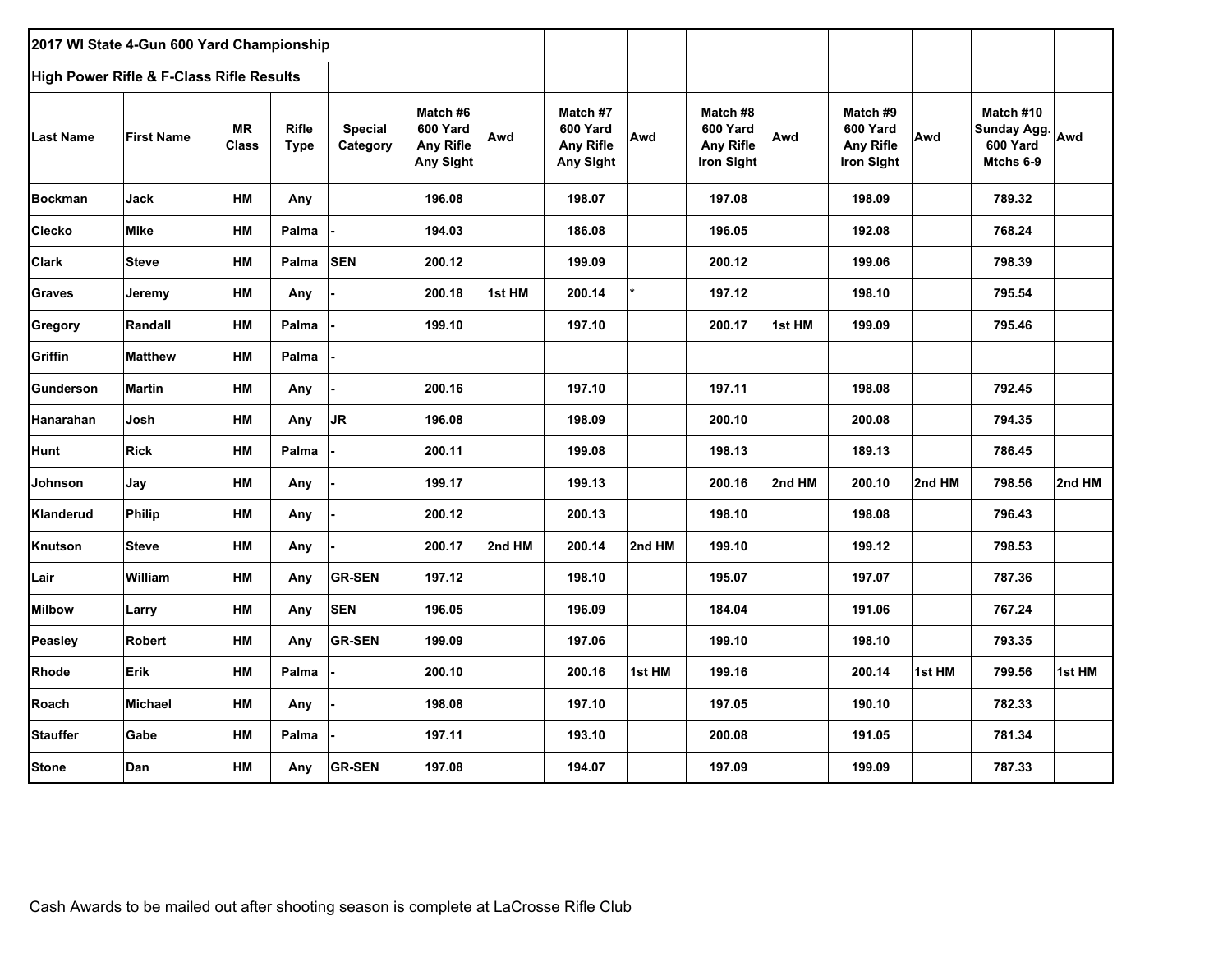| 2017 WI State 4-Gun 600 Yard Championship | | | | | | | | | | | | | | |
|---|---|---|---|---|---|---|---|---|---|---|---|---|---|---|
| **High Power Rifle & F-Class Rifle Results** | | | | | | | | | | | | | | |
| **Last Name** | **First Name** | **MR Class** | **Rifle Type** | **Special Category** | **Match #6 600 Yard Any Rifle Any Sight** | **Awd** | **Match #7 600 Yard Any Rifle Any Sight** | **Awd** | **Match #8 600 Yard Any Rifle Iron Sight** | **Awd** | **Match #9 600 Yard Any Rifle Iron Sight** | **Awd** | **Match #10 Sunday Agg. 600 Yard Mtchs 6-9** | **Awd** |
| Bockman | Jack | HM | Any | | 196.08 | | 198.07 | | 197.08 | | 198.09 | | 789.32 | |
| Ciecko | Mike | HM | Palma | - | 194.03 | | 186.08 | | 196.05 | | 192.08 | | 768.24 | |
| Clark | Steve | HM | Palma | SEN | 200.12 | | 199.09 | | 200.12 | | 199.06 | | 798.39 | |
| Graves | Jeremy | HM | Any | - | 200.18 | 1st HM | 200.14 | * | 197.12 | | 198.10 | | 795.54 | |
| Gregory | Randall | HM | Palma | - | 199.10 | | 197.10 | | 200.17 | 1st HM | 199.09 | | 795.46 | |
| Griffin | Matthew | HM | Palma | - | | | | | | | | | | |
| Gunderson | Martin | HM | Any | - | 200.16 | | 197.10 | | 197.11 | | 198.08 | | 792.45 | |
| Hanarahan | Josh | HM | Any | JR | 196.08 | | 198.09 | | 200.10 | | 200.08 | | 794.35 | |
| Hunt | Rick | HM | Palma | - | 200.11 | | 199.08 | | 198.13 | | 189.13 | | 786.45 | |
| Johnson | Jay | HM | Any | - | 199.17 | | 199.13 | | 200.16 | 2nd HM | 200.10 | 2nd HM | 798.56 | 2nd HM |
| Klanderud | Philip | HM | Any | - | 200.12 | | 200.13 | | 198.10 | | 198.08 | | 796.43 | |
| Knutson | Steve | HM | Any | - | 200.17 | 2nd HM | 200.14 | 2nd HM | 199.10 | | 199.12 | | 798.53 | |
| Lair | William | HM | Any | GR-SEN | 197.12 | | 198.10 | | 195.07 | | 197.07 | | 787.36 | |
| Milbow | Larry | HM | Any | SEN | 196.05 | | 196.09 | | 184.04 | | 191.06 | | 767.24 | |
| Peasley | Robert | HM | Any | GR-SEN | 199.09 | | 197.06 | | 199.10 | | 198.10 | | 793.35 | |
| Rhode | Erik | HM | Palma | - | 200.10 | | 200.16 | 1st HM | 199.16 | | 200.14 | 1st HM | 799.56 | 1st HM |
| Roach | Michael | HM | Any | - | 198.08 | | 197.10 | | 197.05 | | 190.10 | | 782.33 | |
| Stauffer | Gabe | HM | Palma | - | 197.11 | | 193.10 | | 200.08 | | 191.05 | | 781.34 | |
| Stone | Dan | HM | Any | GR-SEN | 197.08 | | 194.07 | | 197.09 | | 199.09 | | 787.33 | |

Cash Awards to be mailed out after shooting season is complete at LaCrosse Rifle Club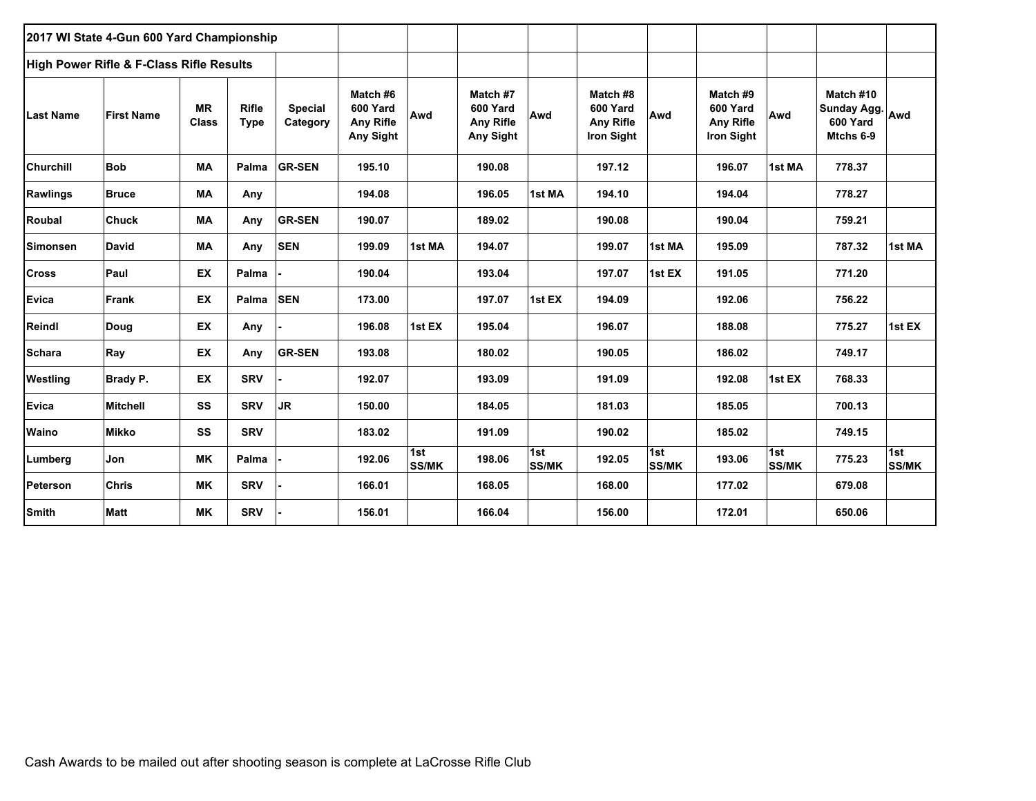| 2017 WI State 4-Gun 600 Yard Championship | | | | | | | | | | | | | | |
|---|---|---|---|---|---|---|---|---|---|---|---|---|---|---|
| **High Power Rifle & F-Class Rifle Results** | | | | | | | | | | | | | | |
| **Last Name** | **First Name** | **MR Class** | **Rifle Type** | **Special Category** | **Match #6 600 Yard Any Rifle Any Sight** | **Awd** | **Match #7 600 Yard Any Rifle Any Sight** | **Awd** | **Match #8 600 Yard Any Rifle Iron Sight** | **Awd** | **Match #9 600 Yard Any Rifle Iron Sight** | **Awd** | **Match #10 Sunday Agg. 600 Yard Mtchs 6-9** | **Awd** |
| Churchill | Bob | MA | Palma | GR-SEN | 195.10 | | 190.08 | | 197.12 | | 196.07 | 1st MA | 778.37 | |
| Rawlings | Bruce | MA | Any | | 194.08 | | 196.05 | 1st MA | 194.10 | | 194.04 | | 778.27 | |
| Roubal | Chuck | MA | Any | GR-SEN | 190.07 | | 189.02 | | 190.08 | | 190.04 | | 759.21 | |
| Simonsen | David | MA | Any | SEN | 199.09 | 1st MA | 194.07 | | 199.07 | 1st MA | 195.09 | | 787.32 | 1st MA |
| Cross | Paul | EX | Palma | - | 190.04 | | 193.04 | | 197.07 | 1st EX | 191.05 | | 771.20 | |
| Evica | Frank | EX | Palma | SEN | 173.00 | | 197.07 | 1st EX | 194.09 | | 192.06 | | 756.22 | |
| Reindl | Doug | EX | Any | - | 196.08 | 1st EX | 195.04 | | 196.07 | | 188.08 | | 775.27 | 1st EX |
| Schara | Ray | EX | Any | GR-SEN | 193.08 | | 180.02 | | 190.05 | | 186.02 | | 749.17 | |
| Westling | Brady P. | EX | SRV | - | 192.07 | | 193.09 | | 191.09 | | 192.08 | 1st EX | 768.33 | |
| Evica | Mitchell | SS | SRV | JR | 150.00 | | 184.05 | | 181.03 | | 185.05 | | 700.13 | |
| Waino | Mikko | SS | SRV | | 183.02 | | 191.09 | | 190.02 | | 185.02 | | 749.15 | |
| Lumberg | Jon | MK | Palma | - | 192.06 | 1st SS/MK | 198.06 | 1st SS/MK | 192.05 | 1st SS/MK | 193.06 | 1st SS/MK | 775.23 | 1st SS/MK |
| Peterson | Chris | MK | SRV | - | 166.01 | | 168.05 | | 168.00 | | 177.02 | | 679.08 | |
| Smith | Matt | MK | SRV | - | 156.01 | | 166.04 | | 156.00 | | 172.01 | | 650.06 | |

Cash Awards to be mailed out after shooting season is complete at LaCrosse Rifle Club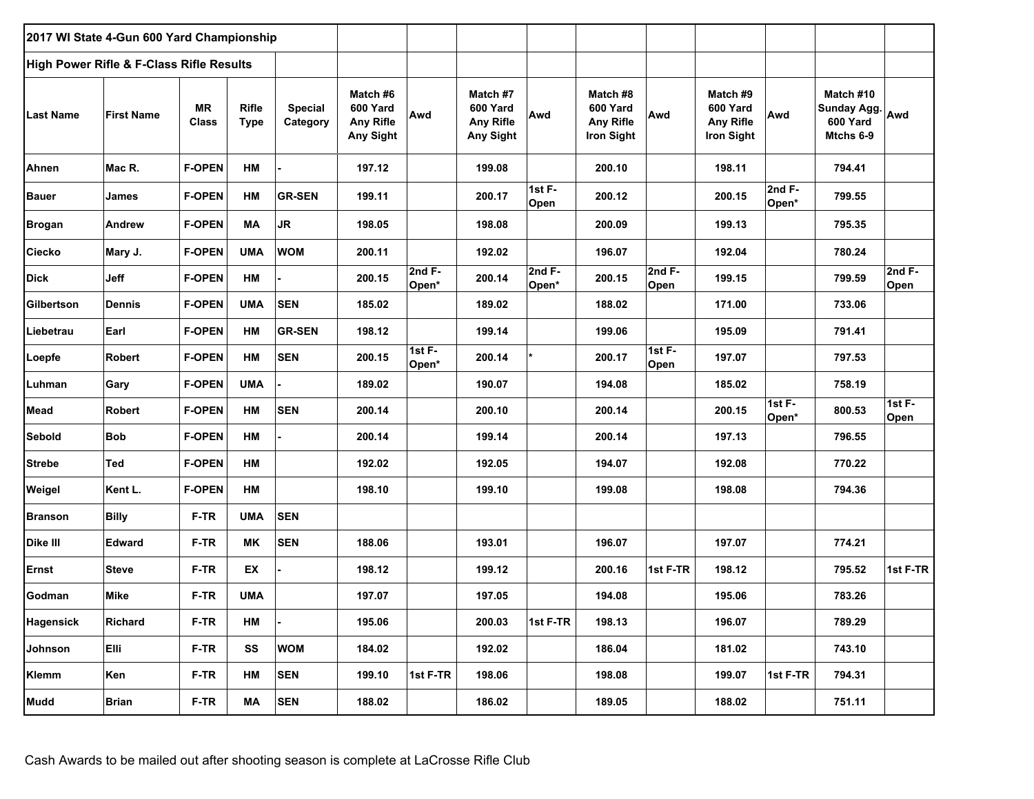| 2017 WI State 4-Gun 600 Yard Championship | | | | | | | | | | | | | | |
|---|---|---|---|---|---|---|---|---|---|---|---|---|---|---|
| **High Power Rifle & F-Class Rifle Results** | | | | | | | | | | | | | | |
| **Last Name** | **First Name** | **MR Class** | **Rifle Type** | **Special Category** | **Match #6 600 Yard Any Rifle Any Sight** | **Awd** | **Match #7 600 Yard Any Rifle Any Sight** | **Awd** | **Match #8 600 Yard Any Rifle Iron Sight** | **Awd** | **Match #9 600 Yard Any Rifle Iron Sight** | **Awd** | **Match #10 Sunday Agg. 600 Yard Mtchs 6-9** | **Awd** |
| Ahnen | Mac R. | F-OPEN | HM | - | 197.12 | | 199.08 | | 200.10 | | 198.11 | | 794.41 | |
| Bauer | James | F-OPEN | HM | GR-SEN | 199.11 | | 200.17 | 1st F-Open | 200.12 | | 200.15 | 2nd F-Open* | 799.55 | |
| Brogan | Andrew | F-OPEN | MA | JR | 198.05 | | 198.08 | | 200.09 | | 199.13 | | 795.35 | |
| Ciecko | Mary J. | F-OPEN | UMA | WOM | 200.11 | | 192.02 | | 196.07 | | 192.04 | | 780.24 | |
| Dick | Jeff | F-OPEN | HM | - | 200.15 | 2nd F-Open* | 200.14 | 2nd F-Open* | 200.15 | 2nd F-Open | 199.15 | | 799.59 | 2nd F-Open |
| Gilbertson | Dennis | F-OPEN | UMA | SEN | 185.02 | | 189.02 | | 188.02 | | 171.00 | | 733.06 | |
| Liebetrau | Earl | F-OPEN | HM | GR-SEN | 198.12 | | 199.14 | | 199.06 | | 195.09 | | 791.41 | |
| Loepfe | Robert | F-OPEN | HM | SEN | 200.15 | 1st F-Open* | 200.14 | * | 200.17 | 1st F-Open | 197.07 | | 797.53 | |
| Luhman | Gary | F-OPEN | UMA | - | 189.02 | | 190.07 | | 194.08 | | 185.02 | | 758.19 | |
| Mead | Robert | F-OPEN | HM | SEN | 200.14 | | 200.10 | | 200.14 | | 200.15 | 1st F-Open* | 800.53 | 1st F-Open |
| Sebold | Bob | F-OPEN | HM | - | 200.14 | | 199.14 | | 200.14 | | 197.13 | | 796.55 | |
| Strebe | Ted | F-OPEN | HM | | 192.02 | | 192.05 | | 194.07 | | 192.08 | | 770.22 | |
| Weigel | Kent L. | F-OPEN | HM | | 198.10 | | 199.10 | | 199.08 | | 198.08 | | 794.36 | |
| Branson | Billy | F-TR | UMA | SEN | | | | | | | | | | |
| Dike III | Edward | F-TR | MK | SEN | 188.06 | | 193.01 | | 196.07 | | 197.07 | | 774.21 | |
| Ernst | Steve | F-TR | EX | - | 198.12 | | 199.12 | | 200.16 | 1st F-TR | 198.12 | | 795.52 | 1st F-TR |
| Godman | Mike | F-TR | UMA | | 197.07 | | 197.05 | | 194.08 | | 195.06 | | 783.26 | |
| Hagensick | Richard | F-TR | HM | - | 195.06 | | 200.03 | 1st F-TR | 198.13 | | 196.07 | | 789.29 | |
| Johnson | Elli | F-TR | SS | WOM | 184.02 | | 192.02 | | 186.04 | | 181.02 | | 743.10 | |
| Klemm | Ken | F-TR | HM | SEN | 199.10 | 1st F-TR | 198.06 | | 198.08 | | 199.07 | 1st F-TR | 794.31 | |
| Mudd | Brian | F-TR | MA | SEN | 188.02 | | 186.02 | | 189.05 | | 188.02 | | 751.11 | |

Cash Awards to be mailed out after shooting season is complete at LaCrosse Rifle Club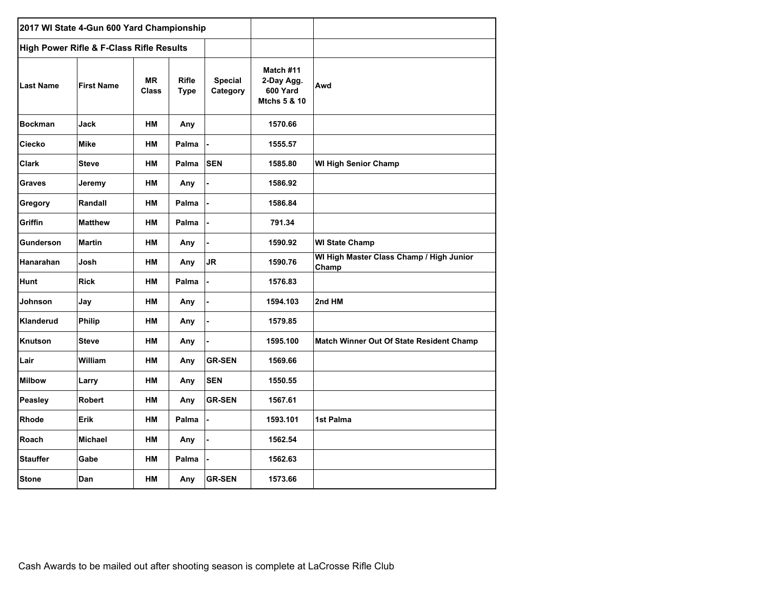| 2017 WI State 4-Gun 600 Yard Championship | | | | | | |
|---|---|---|---|---|---|---|
| **High Power Rifle & F-Class Rifle Results** | | | | | | |
| **Last Name** | **First Name** | **MR Class** | **Rifle Type** | **Special Category** | **Match #11 2-Day Agg. 600 Yard Mtchs 5 & 10** | **Awd** |
| Bockman | Jack | HM | Any | | 1570.66 | |
| Ciecko | Mike | HM | Palma | - | 1555.57 | |
| Clark | Steve | HM | Palma | SEN | 1585.80 | WI High Senior Champ |
| Graves | Jeremy | HM | Any | - | 1586.92 | |
| Gregory | Randall | HM | Palma | - | 1586.84 | |
| Griffin | Matthew | HM | Palma | - | 791.34 | |
| Gunderson | Martin | HM | Any | - | 1590.92 | WI State Champ |
| Hanarahan | Josh | HM | Any | JR | 1590.76 | WI High Master Class Champ / High Junior Champ |
| Hunt | Rick | HM | Palma | - | 1576.83 | |
| Johnson | Jay | HM | Any | - | 1594.103 | 2nd HM |
| Klanderud | Philip | HM | Any | - | 1579.85 | |
| Knutson | Steve | HM | Any | - | 1595.100 | Match Winner Out Of State Resident Champ |
| Lair | William | HM | Any | GR-SEN | 1569.66 | |
| Milbow | Larry | HM | Any | SEN | 1550.55 | |
| Peasley | Robert | HM | Any | GR-SEN | 1567.61 | |
| Rhode | Erik | HM | Palma | - | 1593.101 | 1st Palma |
| Roach | Michael | HM | Any | - | 1562.54 | |
| Stauffer | Gabe | HM | Palma | - | 1562.63 | |
| Stone | Dan | HM | Any | GR-SEN | 1573.66 | |

Cash Awards to be mailed out after shooting season is complete at LaCrosse Rifle Club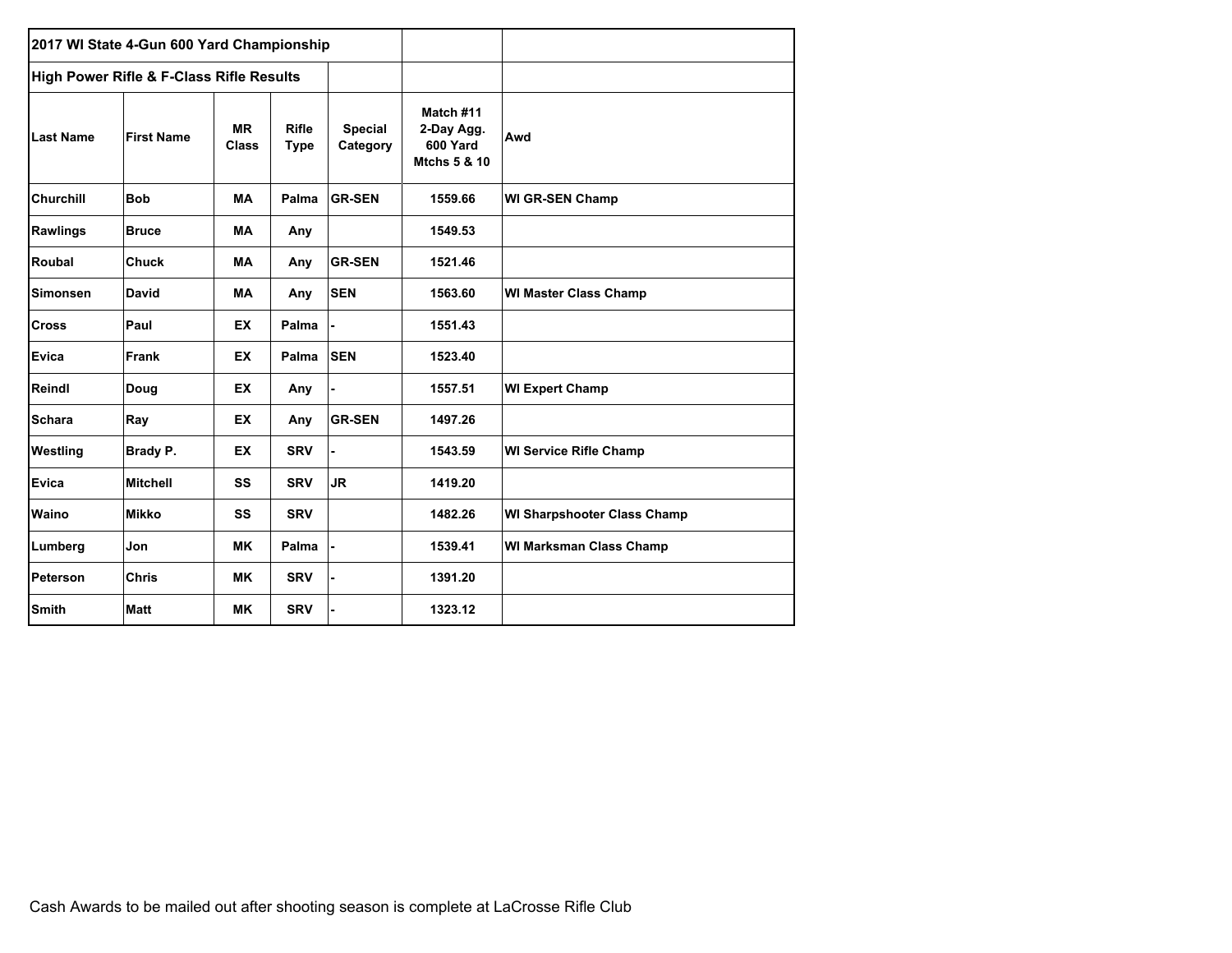| 2017 WI State 4-Gun 600 Yard Championship | | | | | | |
|---|---|---|---|---|---|---|
| High Power Rifle & F-Class Rifle Results | | | | | | |
| **Last Name** | **First Name** | **MR Class** | **Rifle Type** | **Special Category** | **Match #11 2-Day Agg. 600 Yard Mtchs 5 & 10** | **Awd** |
| Churchill | Bob | MA | Palma | GR-SEN | 1559.66 | WI GR-SEN Champ |
| Rawlings | Bruce | MA | Any | | 1549.53 | |
| Roubal | Chuck | MA | Any | GR-SEN | 1521.46 | |
| Simonsen | David | MA | Any | SEN | 1563.60 | WI Master Class Champ |
| Cross | Paul | EX | Palma | - | 1551.43 | |
| Evica | Frank | EX | Palma | SEN | 1523.40 | |
| Reindl | Doug | EX | Any | - | 1557.51 | WI Expert Champ |
| Schara | Ray | EX | Any | GR-SEN | 1497.26 | |
| Westling | Brady P. | EX | SRV | - | 1543.59 | WI Service Rifle Champ |
| Evica | Mitchell | SS | SRV | JR | 1419.20 | |
| Waino | Mikko | SS | SRV | | 1482.26 | WI Sharpshooter Class Champ |
| Lumberg | Jon | MK | Palma | - | 1539.41 | WI Marksman Class Champ |
| Peterson | Chris | MK | SRV | - | 1391.20 | |
| Smith | Matt | MK | SRV | - | 1323.12 | |

Cash Awards to be mailed out after shooting season is complete at LaCrosse Rifle Club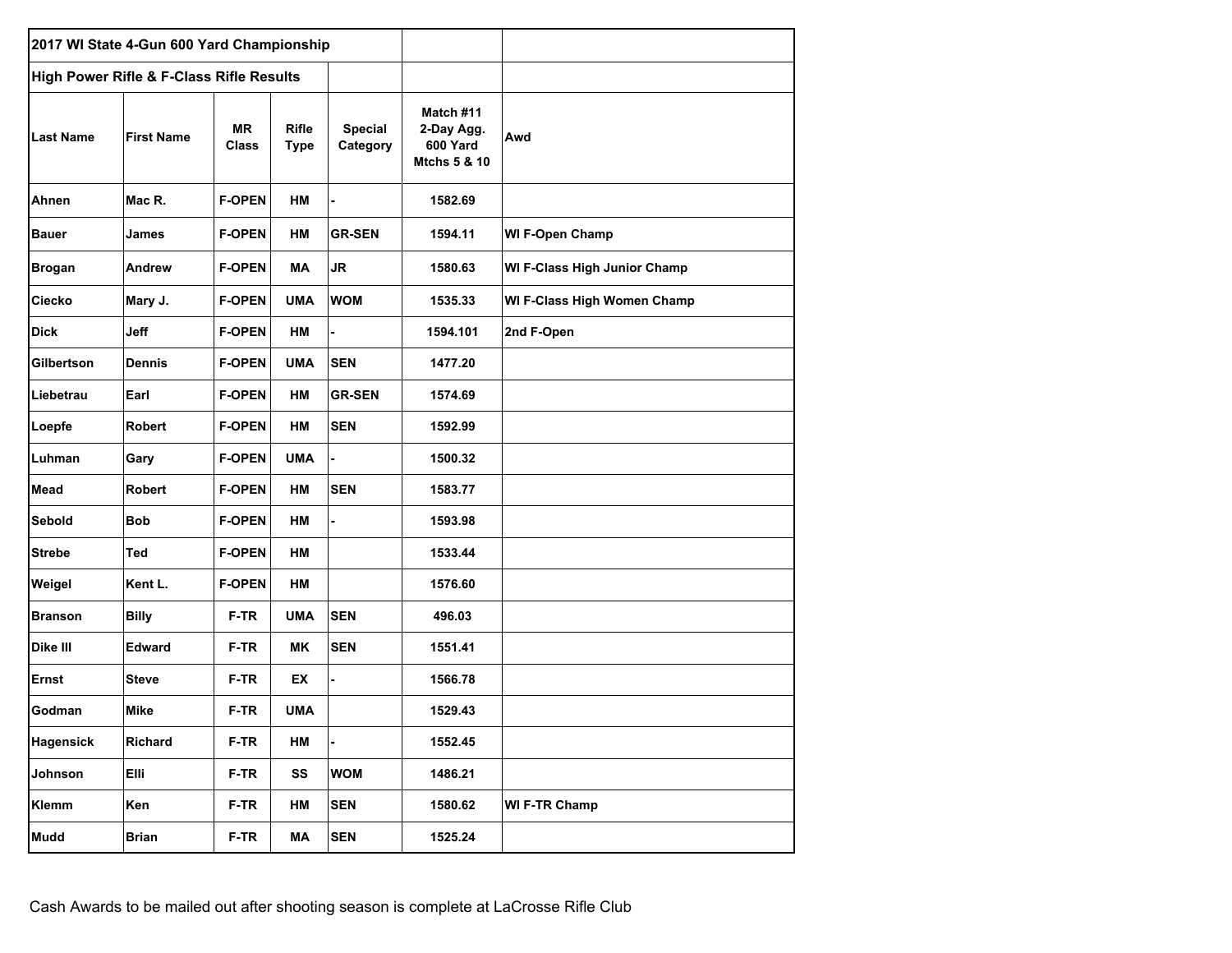| 2017 WI State 4-Gun 600 Yard Championship | | | | | | |
|---|---|---|---|---|---|---|
| **High Power Rifle & F-Class Rifle Results** | | | | | | |
| **Last Name** | **First Name** | **MR Class** | **Rifle Type** | **Special Category** | **Match #11 2-Day Agg. 600 Yard Mtchs 5 & 10** | **Awd** |
| Ahnen | Mac R. | F-OPEN | HM | - | 1582.69 | |
| Bauer | James | F-OPEN | HM | GR-SEN | 1594.11 | WI F-Open Champ |
| Brogan | Andrew | F-OPEN | MA | JR | 1580.63 | WI F-Class High Junior Champ |
| Ciecko | Mary J. | F-OPEN | UMA | WOM | 1535.33 | WI F-Class High Women Champ |
| Dick | Jeff | F-OPEN | HM | - | 1594.101 | 2nd F-Open |
| Gilbertson | Dennis | F-OPEN | UMA | SEN | 1477.20 | |
| Liebetrau | Earl | F-OPEN | HM | GR-SEN | 1574.69 | |
| Loepfe | Robert | F-OPEN | HM | SEN | 1592.99 | |
| Luhman | Gary | F-OPEN | UMA | - | 1500.32 | |
| Mead | Robert | F-OPEN | HM | SEN | 1583.77 | |
| Sebold | Bob | F-OPEN | HM | - | 1593.98 | |
| Strebe | Ted | F-OPEN | HM | | 1533.44 | |
| Weigel | Kent L. | F-OPEN | HM | | 1576.60 | |
| Branson | Billy | F-TR | UMA | SEN | 496.03 | |
| Dike III | Edward | F-TR | MK | SEN | 1551.41 | |
| Ernst | Steve | F-TR | EX | - | 1566.78 | |
| Godman | Mike | F-TR | UMA | | 1529.43 | |
| Hagensick | Richard | F-TR | HM | - | 1552.45 | |
| Johnson | Elli | F-TR | SS | WOM | 1486.21 | |
| Klemm | Ken | F-TR | HM | SEN | 1580.62 | WI F-TR Champ |
| Mudd | Brian | F-TR | MA | SEN | 1525.24 | |

Cash Awards to be mailed out after shooting season is complete at LaCrosse Rifle Club